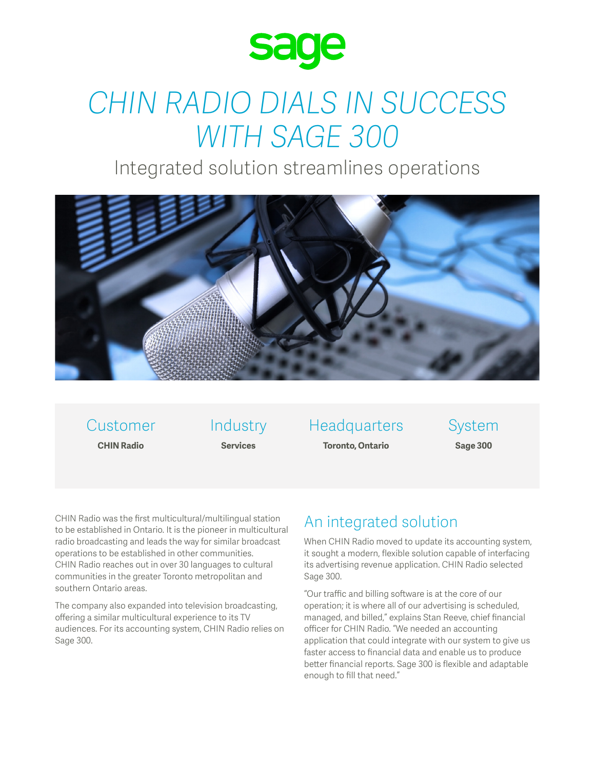sage

# CHIN RADIO DIALS IN SUCCESS WITH SAGE 300

## Integrated solution streamlines operations

| Customer | Industry | Headquarters | System |
| --- | --- | --- | --- |
| **CHIN Radio** | **Services** | **Toronto, Ontario** | **Sage 300** |

CHIN Radio was the first multicultural/multilingual station to be established in Ontario. It is the pioneer in multicultural radio broadcasting and leads the way for similar broadcast operations to be established in other communities. CHIN Radio reaches out in over 30 languages to cultural communities in the greater Toronto metropolitan and southern Ontario areas.

The company also expanded into television broadcasting, offering a similar multicultural experience to its TV audiences. For its accounting system, CHIN Radio relies on Sage 300.

## An integrated solution

When CHIN Radio moved to update its accounting system, it sought a modern, flexible solution capable of interfacing its advertising revenue application. CHIN Radio selected Sage 300.

"Our traffic and billing software is at the core of our operation; it is where all of our advertising is scheduled, managed, and billed," explains Stan Reeve, chief financial officer for CHIN Radio. "We needed an accounting application that could integrate with our system to give us faster access to financial data and enable us to produce better financial reports. Sage 300 is flexible and adaptable enough to fill that need."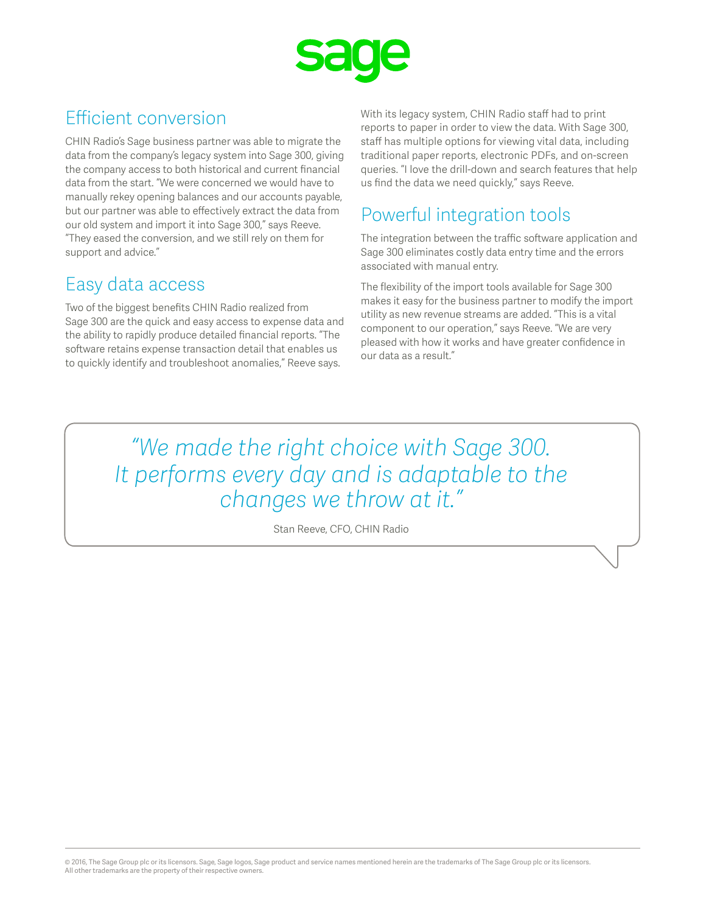sage

## Efficient conversion

CHIN Radio's Sage business partner was able to migrate the data from the company's legacy system into Sage 300, giving the company access to both historical and current financial data from the start. "We were concerned we would have to manually rekey opening balances and our accounts payable, but our partner was able to effectively extract the data from our old system and import it into Sage 300," says Reeve. "They eased the conversion, and we still rely on them for support and advice."

## Easy data access

Two of the biggest benefits CHIN Radio realized from Sage 300 are the quick and easy access to expense data and the ability to rapidly produce detailed financial reports. "The software retains expense transaction detail that enables us to quickly identify and troubleshoot anomalies," Reeve says.

With its legacy system, CHIN Radio staff had to print reports to paper in order to view the data. With Sage 300, staff has multiple options for viewing vital data, including traditional paper reports, electronic PDFs, and on-screen queries. "I love the drill-down and search features that help us find the data we need quickly," says Reeve.

## Powerful integration tools

The integration between the traffic software application and Sage 300 eliminates costly data entry time and the errors associated with manual entry.

The flexibility of the import tools available for Sage 300 makes it easy for the business partner to modify the import utility as new revenue streams are added. "This is a vital component to our operation," says Reeve. "We are very pleased with how it works and have greater confidence in our data as a result."

> *"We made the right choice with Sage 300. It performs every day and is adaptable to the changes we throw at it."*
>
> Stan Reeve, CFO, CHIN Radio

© 2016, The Sage Group plc or its licensors. Sage, Sage logos, Sage product and service names mentioned herein are the trademarks of The Sage Group plc or its licensors. All other trademarks are the property of their respective owners.